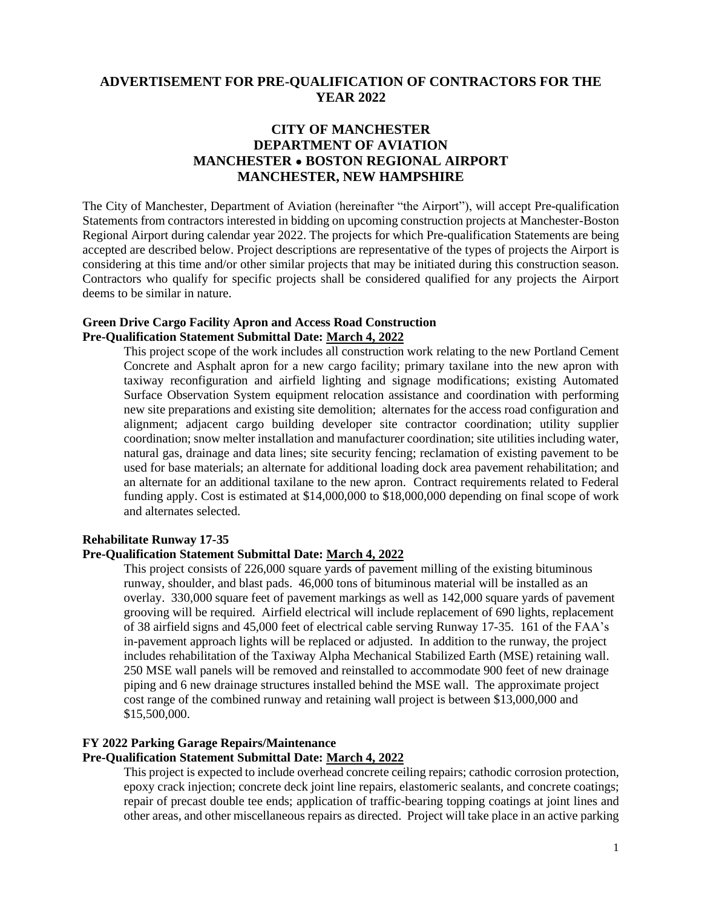# ADVERTISEMENT FOR PRE-QUALIFICATION OF CONTRACTORS FOR THE YEAR 2022

## CITY OF MANCHESTER
## DEPARTMENT OF AVIATION
## MANCHESTER • BOSTON REGIONAL AIRPORT
## MANCHESTER, NEW HAMPSHIRE

The City of Manchester, Department of Aviation (hereinafter "the Airport"), will accept Pre-qualification Statements from contractors interested in bidding on upcoming construction projects at Manchester-Boston Regional Airport during calendar year 2022. The projects for which Pre-qualification Statements are being accepted are described below. Project descriptions are representative of the types of projects the Airport is considering at this time and/or other similar projects that may be initiated during this construction season. Contractors who qualify for specific projects shall be considered qualified for any projects the Airport deems to be similar in nature.

### Green Drive Cargo Facility Apron and Access Road Construction
**Pre-Qualification Statement Submittal Date: <u>March 4, 2022</u>**

This project scope of the work includes all construction work relating to the new Portland Cement Concrete and Asphalt apron for a new cargo facility; primary taxilane into the new apron with taxiway reconfiguration and airfield lighting and signage modifications; existing Automated Surface Observation System equipment relocation assistance and coordination with performing new site preparations and existing site demolition; alternates for the access road configuration and alignment; adjacent cargo building developer site contractor coordination; utility supplier coordination; snow melter installation and manufacturer coordination; site utilities including water, natural gas, drainage and data lines; site security fencing; reclamation of existing pavement to be used for base materials; an alternate for additional loading dock area pavement rehabilitation; and an alternate for an additional taxilane to the new apron. Contract requirements related to Federal funding apply. Cost is estimated at $14,000,000 to $18,000,000 depending on final scope of work and alternates selected.

### Rehabilitate Runway 17-35
**Pre-Qualification Statement Submittal Date: <u>March 4, 2022</u>**

This project consists of 226,000 square yards of pavement milling of the existing bituminous runway, shoulder, and blast pads. 46,000 tons of bituminous material will be installed as an overlay. 330,000 square feet of pavement markings as well as 142,000 square yards of pavement grooving will be required. Airfield electrical will include replacement of 690 lights, replacement of 38 airfield signs and 45,000 feet of electrical cable serving Runway 17-35. 161 of the FAA's in-pavement approach lights will be replaced or adjusted. In addition to the runway, the project includes rehabilitation of the Taxiway Alpha Mechanical Stabilized Earth (MSE) retaining wall. 250 MSE wall panels will be removed and reinstalled to accommodate 900 feet of new drainage piping and 6 new drainage structures installed behind the MSE wall. The approximate project cost range of the combined runway and retaining wall project is between $13,000,000 and $15,500,000.

### FY 2022 Parking Garage Repairs/Maintenance
**Pre-Qualification Statement Submittal Date: <u>March 4, 2022</u>**

This project is expected to include overhead concrete ceiling repairs; cathodic corrosion protection, epoxy crack injection; concrete deck joint line repairs, elastomeric sealants, and concrete coatings; repair of precast double tee ends; application of traffic-bearing topping coatings at joint lines and other areas, and other miscellaneous repairs as directed. Project will take place in an active parking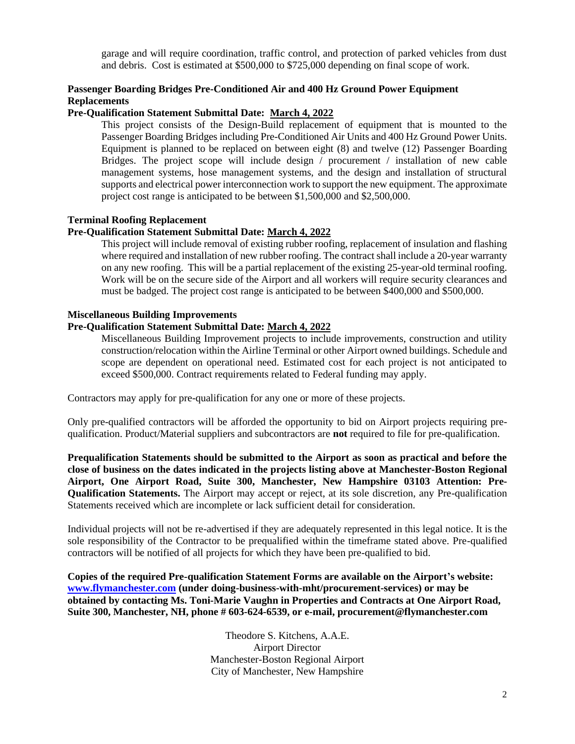garage and will require coordination, traffic control, and protection of parked vehicles from dust and debris. Cost is estimated at $500,000 to $725,000 depending on final scope of work.

**Passenger Boarding Bridges Pre-Conditioned Air and 400 Hz Ground Power Equipment Replacements**
**Pre-Qualification Statement Submittal Date: March 4, 2022**

This project consists of the Design-Build replacement of equipment that is mounted to the Passenger Boarding Bridges including Pre-Conditioned Air Units and 400 Hz Ground Power Units. Equipment is planned to be replaced on between eight (8) and twelve (12) Passenger Boarding Bridges. The project scope will include design / procurement / installation of new cable management systems, hose management systems, and the design and installation of structural supports and electrical power interconnection work to support the new equipment. The approximate project cost range is anticipated to be between $1,500,000 and $2,500,000.

**Terminal Roofing Replacement**
**Pre-Qualification Statement Submittal Date: March 4, 2022**

This project will include removal of existing rubber roofing, replacement of insulation and flashing where required and installation of new rubber roofing. The contract shall include a 20-year warranty on any new roofing. This will be a partial replacement of the existing 25-year-old terminal roofing. Work will be on the secure side of the Airport and all workers will require security clearances and must be badged. The project cost range is anticipated to be between $400,000 and $500,000.

**Miscellaneous Building Improvements**
**Pre-Qualification Statement Submittal Date: March 4, 2022**

Miscellaneous Building Improvement projects to include improvements, construction and utility construction/relocation within the Airline Terminal or other Airport owned buildings. Schedule and scope are dependent on operational need. Estimated cost for each project is not anticipated to exceed $500,000. Contract requirements related to Federal funding may apply.

Contractors may apply for pre-qualification for any one or more of these projects.

Only pre-qualified contractors will be afforded the opportunity to bid on Airport projects requiring pre-qualification. Product/Material suppliers and subcontractors are **not** required to file for pre-qualification.

**Prequalification Statements should be submitted to the Airport as soon as practical and before the close of business on the dates indicated in the projects listing above at Manchester-Boston Regional Airport, One Airport Road, Suite 300, Manchester, New Hampshire 03103 Attention: Pre-Qualification Statements.** The Airport may accept or reject, at its sole discretion, any Pre-qualification Statements received which are incomplete or lack sufficient detail for consideration.

Individual projects will not be re-advertised if they are adequately represented in this legal notice. It is the sole responsibility of the Contractor to be prequalified within the timeframe stated above. Pre-qualified contractors will be notified of all projects for which they have been pre-qualified to bid.

**Copies of the required Pre-qualification Statement Forms are available on the Airport's website: [www.flymanchester.com](http://www.flymanchester.com) (under doing-business-with-mht/procurement-services) or may be obtained by contacting Ms. Toni-Marie Vaughn in Properties and Contracts at One Airport Road, Suite 300, Manchester, NH, phone # 603-624-6539, or e-mail, procurement@flymanchester.com**

Theodore S. Kitchens, A.A.E.
Airport Director
Manchester-Boston Regional Airport
City of Manchester, New Hampshire